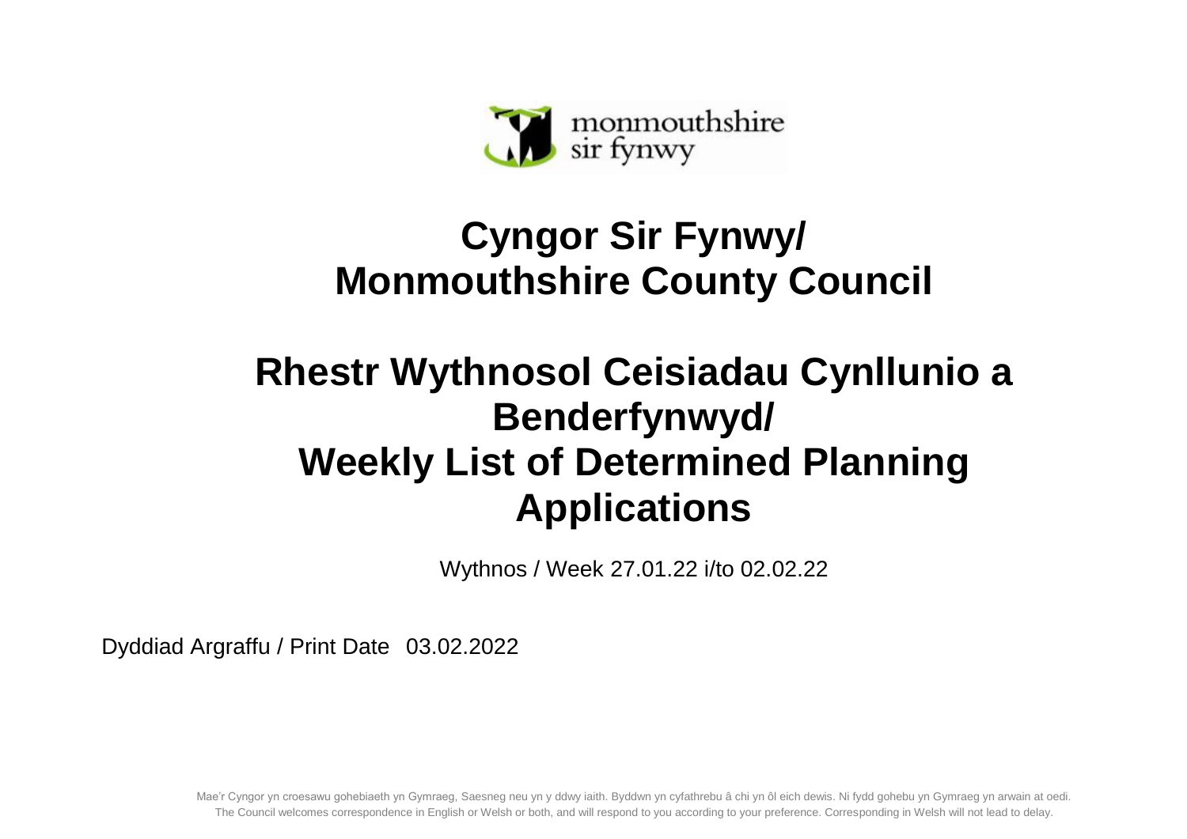monmouthshire
sir fynwy

# Cyngor Sir Fynwy/ Monmouthshire County Council

# Rhestr Wythnosol Ceisiadau Cynllunio a Benderfynwyd/ Weekly List of Determined Planning Applications

Wythnos / Week 27.01.22 i/to 02.02.22

Dyddiad Argraffu / Print Date 03.02.2022

Mae'r Cyngor yn croesawu gohebiaeth yn Gymraeg, Saesneg neu yn y ddwy iaith. Byddwn yn cyfathrebu â chi yn ôl eich dewis. Ni fydd gohebu yn Gymraeg yn arwain at oedi.
The Council welcomes correspondence in English or Welsh or both, and will respond to you according to your preference. Corresponding in Welsh will not lead to delay.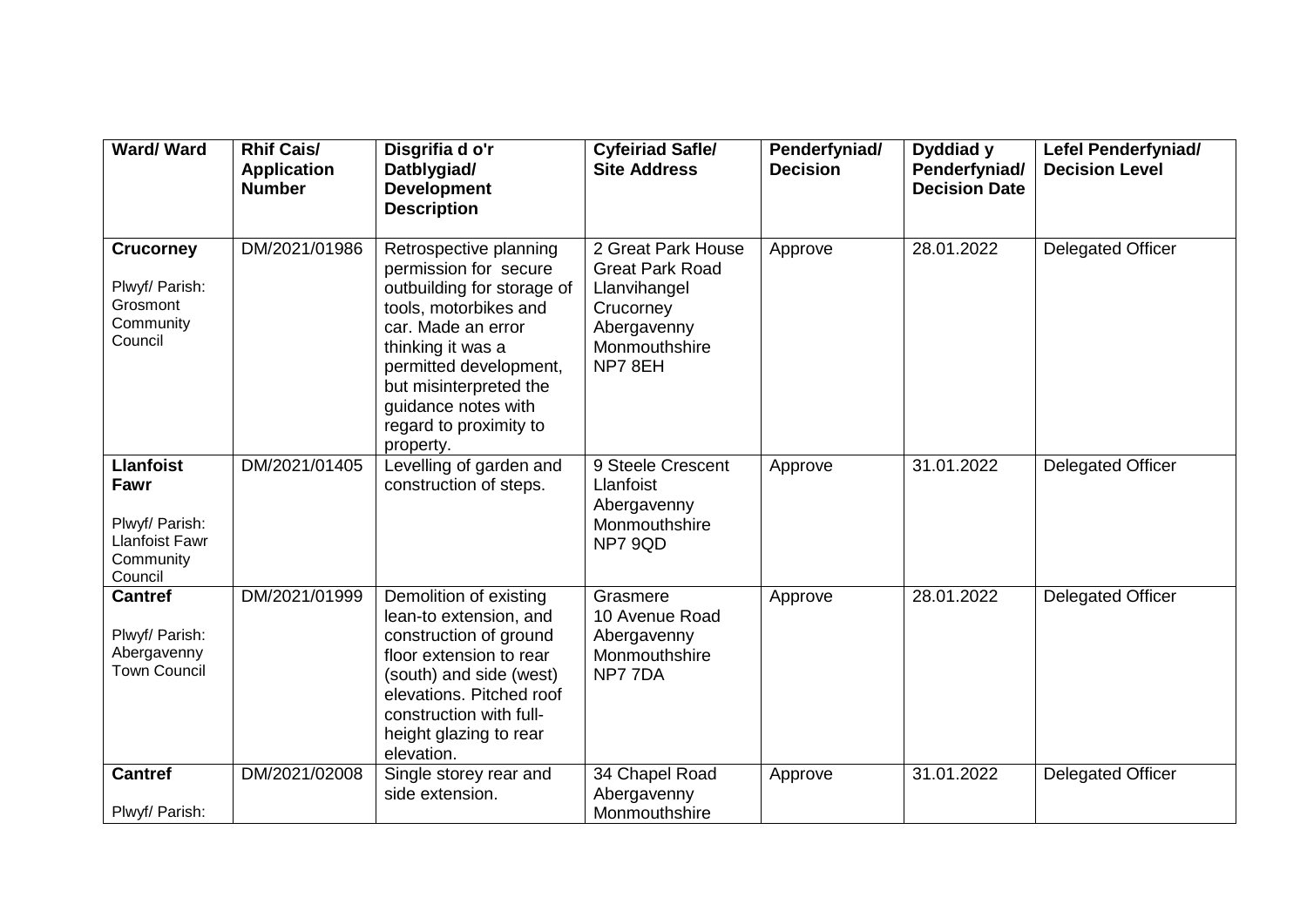| Ward/ Ward | Rhif Cais/ Application Number | Disgrifia d o'r Datblygiad/ Development Description | Cyfeiriad Safle/ Site Address | Penderfyniad/ Decision | Dyddiad y Penderfyniad/ Decision Date | Lefel Penderfyniad/ Decision Level |
|---|---|---|---|---|---|---|
| **Crucorney** Plwyf/ Parish: Grosmont Community Council | DM/2021/01986 | Retrospective planning permission for secure outbuilding for storage of tools, motorbikes and car. Made an error thinking it was a permitted development, but misinterpreted the guidance notes with regard to proximity to property. | 2 Great Park House Great Park Road Llanvihangel Crucorney Abergavenny Monmouthshire NP7 8EH | Approve | 28.01.2022 | Delegated Officer |
| **Llanfoist Fawr** Plwyf/ Parish: Llanfoist Fawr Community Council | DM/2021/01405 | Levelling of garden and construction of steps. | 9 Steele Crescent Llanfoist Abergavenny Monmouthshire NP7 9QD | Approve | 31.01.2022 | Delegated Officer |
| **Cantref** Plwyf/ Parish: Abergavenny Town Council | DM/2021/01999 | Demolition of existing lean-to extension, and construction of ground floor extension to rear (south) and side (west) elevations. Pitched roof construction with full-height glazing to rear elevation. | Grasmere 10 Avenue Road Abergavenny Monmouthshire NP7 7DA | Approve | 28.01.2022 | Delegated Officer |
| **Cantref** Plwyf/ Parish: | DM/2021/02008 | Single storey rear and side extension. | 34 Chapel Road Abergavenny Monmouthshire | Approve | 31.01.2022 | Delegated Officer |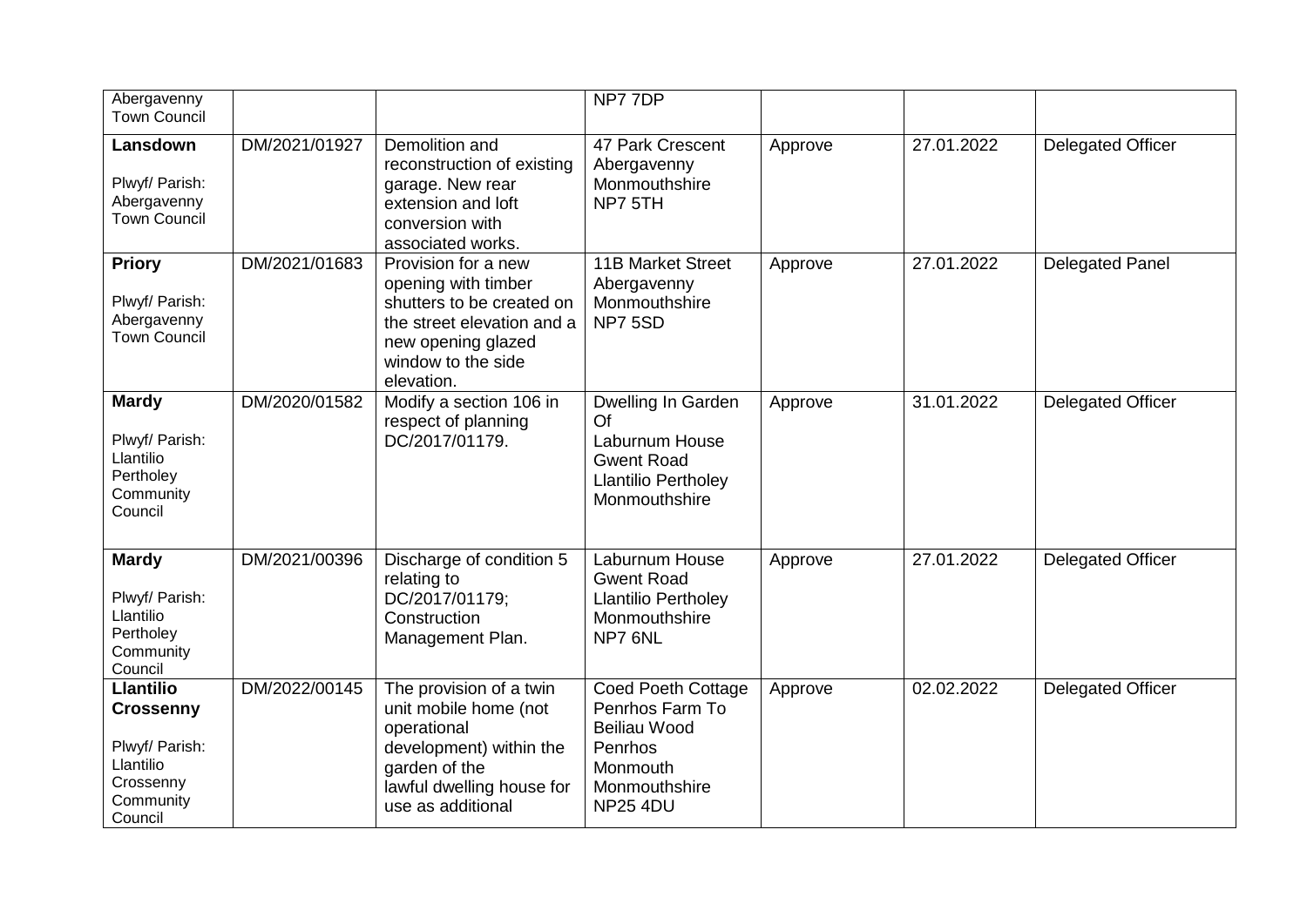| | | | | | | |
|---|---|---|---|---|---|---|
| Abergavenny Town Council | | | NP7 7DP | | | |
| **Lansdown** Plwyf/ Parish: Abergavenny Town Council | DM/2021/01927 | Demolition and reconstruction of existing garage. New rear extension and loft conversion with associated works. | 47 Park Crescent Abergavenny Monmouthshire NP7 5TH | Approve | 27.01.2022 | Delegated Officer |
| **Priory** Plwyf/ Parish: Abergavenny Town Council | DM/2021/01683 | Provision for a new opening with timber shutters to be created on the street elevation and a new opening glazed window to the side elevation. | 11B Market Street Abergavenny Monmouthshire NP7 5SD | Approve | 27.01.2022 | Delegated Panel |
| **Mardy** Plwyf/ Parish: Llantilio Pertholey Community Council | DM/2020/01582 | Modify a section 106 in respect of planning DC/2017/01179. | Dwelling In Garden Of Laburnum House Gwent Road Llantilio Pertholey Monmouthshire | Approve | 31.01.2022 | Delegated Officer |
| **Mardy** Plwyf/ Parish: Llantilio Pertholey Community Council | DM/2021/00396 | Discharge of condition 5 relating to DC/2017/01179; Construction Management Plan. | Laburnum House Gwent Road Llantilio Pertholey Monmouthshire NP7 6NL | Approve | 27.01.2022 | Delegated Officer |
| **Llantilio Crossenny** Plwyf/ Parish: Llantilio Crossenny Community Council | DM/2022/00145 | The provision of a twin unit mobile home (not operational development) within the garden of the lawful dwelling house for use as additional | Coed Poeth Cottage Penrhos Farm To Beiliau Wood Penrhos Monmouth Monmouthshire NP25 4DU | Approve | 02.02.2022 | Delegated Officer |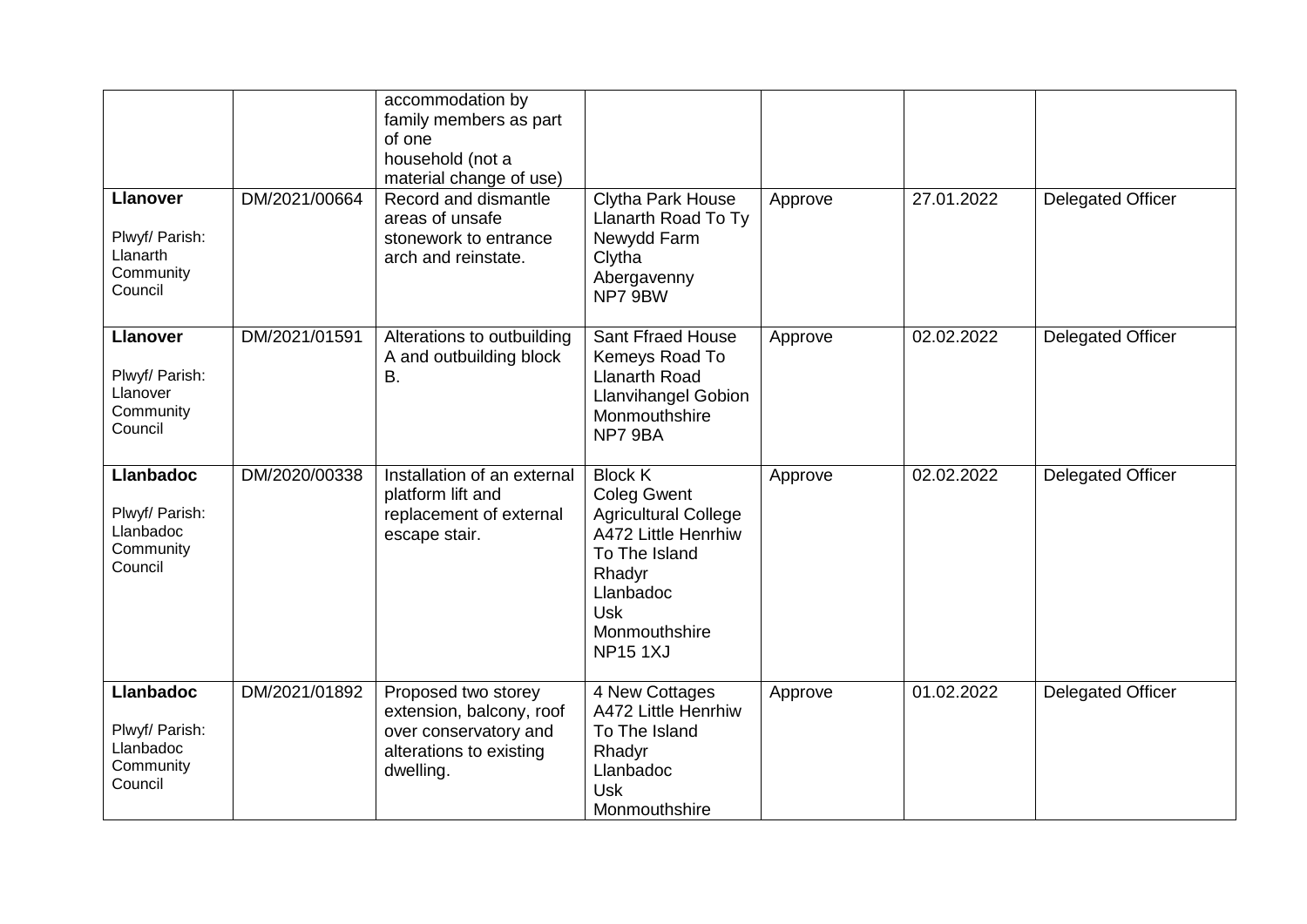| | | | | | | |
|---|---|---|---|---|---|---|
| | | accommodation by family members as part of one household (not a material change of use) | | | | |
| **Llanover**<br><br>Plwyf/ Parish: Llanarth Community Council | DM/2021/00664 | Record and dismantle areas of unsafe stonework to entrance arch and reinstate. | Clytha Park House Llanarth Road To Ty Newydd Farm Clytha Abergavenny NP7 9BW | Approve | 27.01.2022 | Delegated Officer |
| **Llanover**<br><br>Plwyf/ Parish: Llanover Community Council | DM/2021/01591 | Alterations to outbuilding A and outbuilding block B. | Sant Ffraed House Kemeys Road To Llanarth Road Llanvihangel Gobion Monmouthshire NP7 9BA | Approve | 02.02.2022 | Delegated Officer |
| **Llanbadoc**<br><br>Plwyf/ Parish: Llanbadoc Community Council | DM/2020/00338 | Installation of an external platform lift and replacement of external escape stair. | Block K Coleg Gwent Agricultural College A472 Little Henrhiw To The Island Rhadyr Llanbadoc Usk Monmouthshire NP15 1XJ | Approve | 02.02.2022 | Delegated Officer |
| **Llanbadoc**<br><br>Plwyf/ Parish: Llanbadoc Community Council | DM/2021/01892 | Proposed two storey extension, balcony, roof over conservatory and alterations to existing dwelling. | 4 New Cottages A472 Little Henrhiw To The Island Rhadyr Llanbadoc Usk Monmouthshire | Approve | 01.02.2022 | Delegated Officer |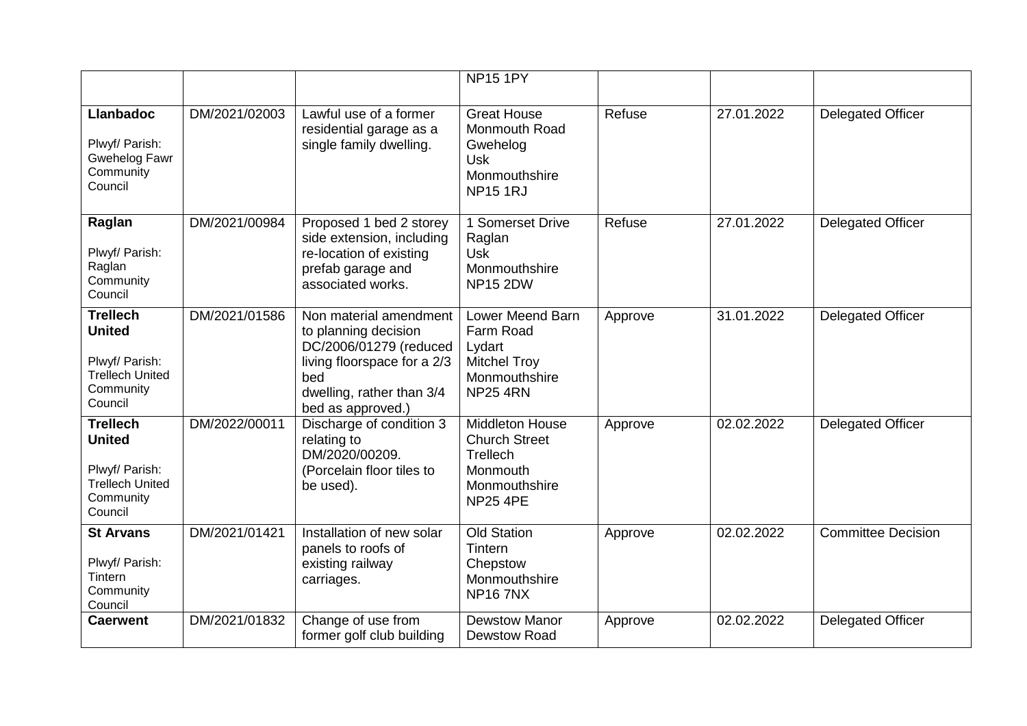|  |  |  | NP15 1PY |  |  |  |
|---|---|---|---|---|---|---|
| **Llanbadoc**<br><br>Plwyf/ Parish: Gwehelog Fawr Community Council | DM/2021/02003 | Lawful use of a former residential garage as a single family dwelling. | Great House<br>Monmouth Road<br>Gwehelog<br>Usk<br>Monmouthshire<br>NP15 1RJ | Refuse | 27.01.2022 | Delegated Officer |
| **Raglan**<br><br>Plwyf/ Parish: Raglan Community Council | DM/2021/00984 | Proposed 1 bed 2 storey side extension, including re-location of existing prefab garage and associated works. | 1 Somerset Drive<br>Raglan<br>Usk<br>Monmouthshire<br>NP15 2DW | Refuse | 27.01.2022 | Delegated Officer |
| **Trellech United**<br><br>Plwyf/ Parish: Trellech United Community Council | DM/2021/01586 | Non material amendment to planning decision DC/2006/01279 (reduced living floorspace for a 2/3 bed dwelling, rather than 3/4 bed as approved.) | Lower Meend Barn<br>Farm Road<br>Lydart<br>Mitchel Troy<br>Monmouthshire<br>NP25 4RN | Approve | 31.01.2022 | Delegated Officer |
| **Trellech United**<br><br>Plwyf/ Parish: Trellech United Community Council | DM/2022/00011 | Discharge of condition 3 relating to DM/2020/00209. (Porcelain floor tiles to be used). | Middleton House<br>Church Street<br>Trellech<br>Monmouth<br>Monmouthshire<br>NP25 4PE | Approve | 02.02.2022 | Delegated Officer |
| **St Arvans**<br><br>Plwyf/ Parish: Tintern Community Council | DM/2021/01421 | Installation of new solar panels to roofs of existing railway carriages. | Old Station<br>Tintern<br>Chepstow<br>Monmouthshire<br>NP16 7NX | Approve | 02.02.2022 | Committee Decision |
| **Caerwent** | DM/2021/01832 | Change of use from former golf club building | Dewstow Manor<br>Dewstow Road | Approve | 02.02.2022 | Delegated Officer |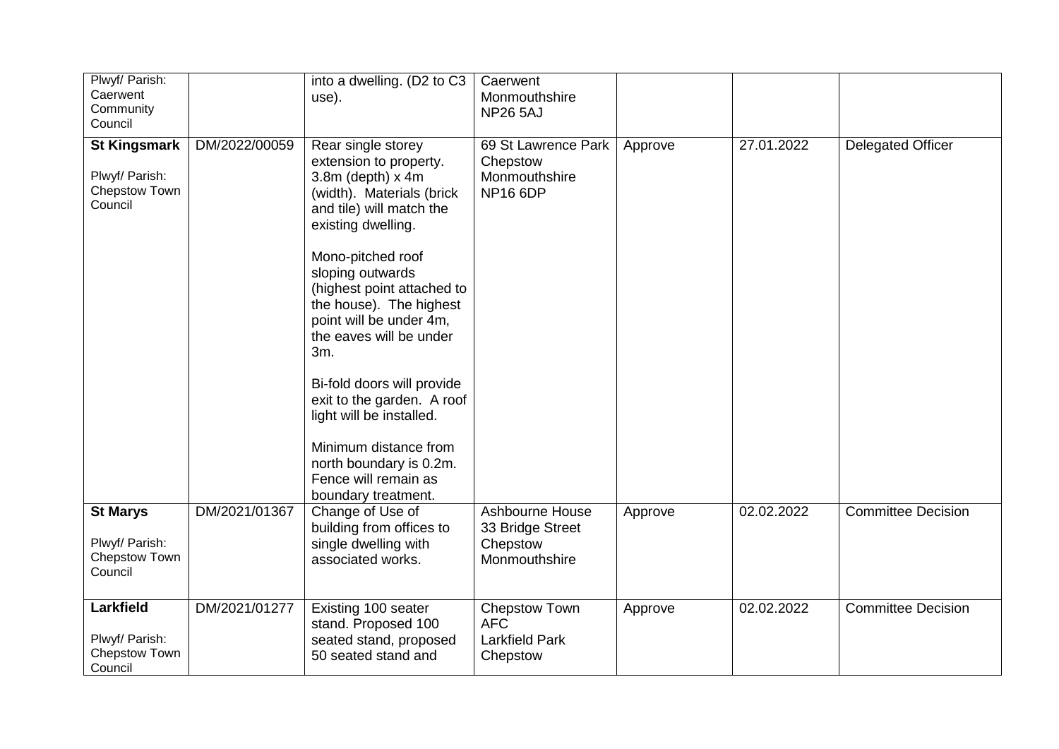| | | | | | | |
|---|---|---|---|---|---|---|
| Plwyf/ Parish: Caerwent Community Council | | into a dwelling. (D2 to C3 use). | Caerwent Monmouthshire NP26 5AJ | | | |
| **St Kingsmark** Plwyf/ Parish: Chepstow Town Council | DM/2022/00059 | Rear single storey extension to property. 3.8m (depth) x 4m (width). Materials (brick and tile) will match the existing dwelling. Mono-pitched roof sloping outwards (highest point attached to the house). The highest point will be under 4m, the eaves will be under 3m. Bi-fold doors will provide exit to the garden. A roof light will be installed. Minimum distance from north boundary is 0.2m. Fence will remain as boundary treatment. | 69 St Lawrence Park Chepstow Monmouthshire NP16 6DP | Approve | 27.01.2022 | Delegated Officer |
| **St Marys** Plwyf/ Parish: Chepstow Town Council | DM/2021/01367 | Change of Use of building from offices to single dwelling with associated works. | Ashbourne House 33 Bridge Street Chepstow Monmouthshire | Approve | 02.02.2022 | Committee Decision |
| **Larkfield** Plwyf/ Parish: Chepstow Town Council | DM/2021/01277 | Existing 100 seater stand. Proposed 100 seated stand, proposed 50 seated stand and | Chepstow Town AFC Larkfield Park Chepstow | Approve | 02.02.2022 | Committee Decision |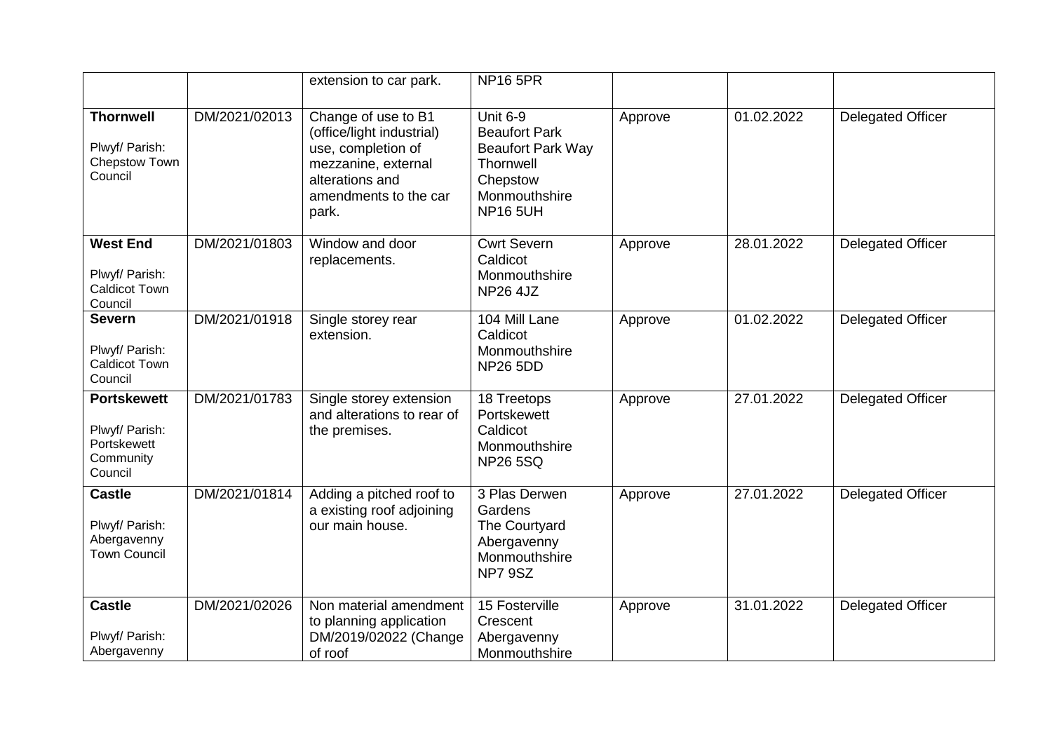| | | extension to car park. | NP16 5PR | | | |
|---|---|---|---|---|---|---|
| **Thornwell** Plwyf/ Parish: Chepstow Town Council | DM/2021/02013 | Change of use to B1 (office/light industrial) use, completion of mezzanine, external alterations and amendments to the car park. | Unit 6-9 Beaufort Park Beaufort Park Way Thornwell Chepstow Monmouthshire NP16 5UH | Approve | 01.02.2022 | Delegated Officer |
| **West End** Plwyf/ Parish: Caldicot Town Council | DM/2021/01803 | Window and door replacements. | Cwrt Severn Caldicot Monmouthshire NP26 4JZ | Approve | 28.01.2022 | Delegated Officer |
| **Severn** Plwyf/ Parish: Caldicot Town Council | DM/2021/01918 | Single storey rear extension. | 104 Mill Lane Caldicot Monmouthshire NP26 5DD | Approve | 01.02.2022 | Delegated Officer |
| **Portskewett** Plwyf/ Parish: Portskewett Community Council | DM/2021/01783 | Single storey extension and alterations to rear of the premises. | 18 Treetops Portskewett Caldicot Monmouthshire NP26 5SQ | Approve | 27.01.2022 | Delegated Officer |
| **Castle** Plwyf/ Parish: Abergavenny Town Council | DM/2021/01814 | Adding a pitched roof to a existing roof adjoining our main house. | 3 Plas Derwen Gardens The Courtyard Abergavenny Monmouthshire NP7 9SZ | Approve | 27.01.2022 | Delegated Officer |
| **Castle** Plwyf/ Parish: Abergavenny | DM/2021/02026 | Non material amendment to planning application DM/2019/02022 (Change of roof | 15 Fosterville Crescent Abergavenny Monmouthshire | Approve | 31.01.2022 | Delegated Officer |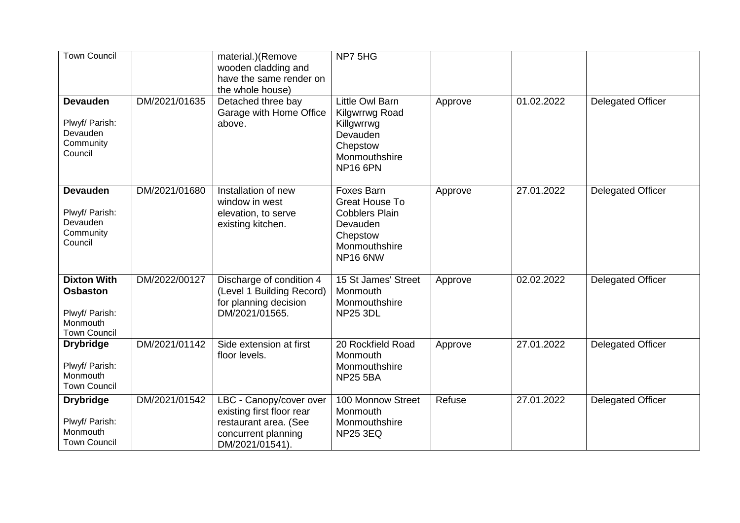| Town Council | | material.)(Remove wooden cladding and have the same render on the whole house) | NP7 5HG | | | |
|---|---|---|---|---|---|---|
| **Devauden**<br><br>Plwyf/ Parish: Devauden Community Council | DM/2021/01635 | Detached three bay Garage with Home Office above. | Little Owl Barn<br>Kilgwrrwg Road<br>Killgwrrwg<br>Devauden<br>Chepstow<br>Monmouthshire<br>NP16 6PN | Approve | 01.02.2022 | Delegated Officer |
| **Devauden**<br><br>Plwyf/ Parish: Devauden Community Council | DM/2021/01680 | Installation of new window in west elevation, to serve existing kitchen. | Foxes Barn<br>Great House To Cobblers Plain<br>Devauden<br>Chepstow<br>Monmouthshire<br>NP16 6NW | Approve | 27.01.2022 | Delegated Officer |
| **Dixton With Osbaston**<br><br>Plwyf/ Parish: Monmouth Town Council | DM/2022/00127 | Discharge of condition 4 (Level 1 Building Record) for planning decision DM/2021/01565. | 15 St James' Street<br>Monmouth<br>Monmouthshire<br>NP25 3DL | Approve | 02.02.2022 | Delegated Officer |
| **Drybridge**<br><br>Plwyf/ Parish: Monmouth Town Council | DM/2021/01142 | Side extension at first floor levels. | 20 Rockfield Road<br>Monmouth<br>Monmouthshire<br>NP25 5BA | Approve | 27.01.2022 | Delegated Officer |
| **Drybridge**<br><br>Plwyf/ Parish: Monmouth Town Council | DM/2021/01542 | LBC - Canopy/cover over existing first floor rear restaurant area. (See concurrent planning DM/2021/01541). | 100 Monnow Street<br>Monmouth<br>Monmouthshire<br>NP25 3EQ | Refuse | 27.01.2022 | Delegated Officer |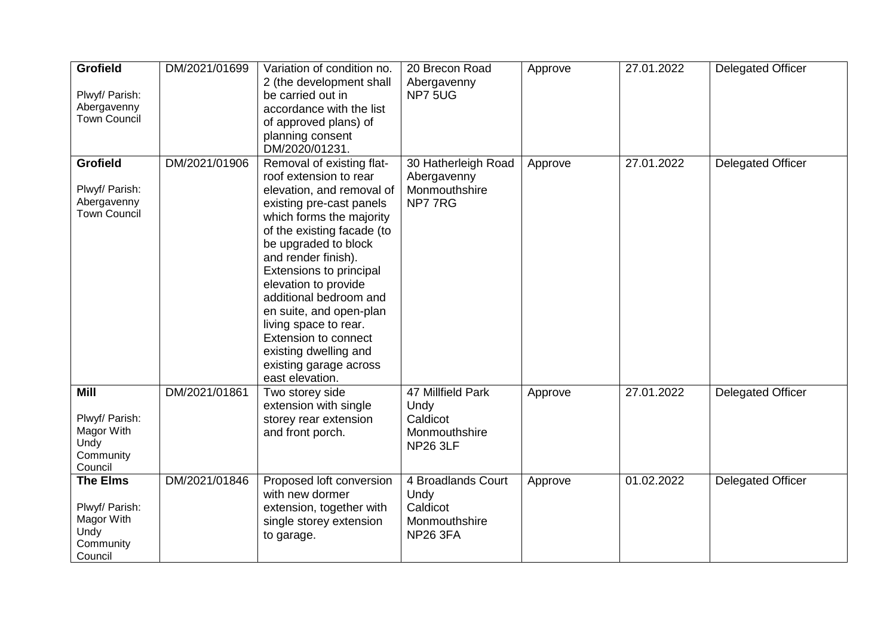| **Grofield**<br><br>Plwyf/ Parish: Abergavenny Town Council | DM/2021/01699 | Variation of condition no. 2 (the development shall be carried out in accordance with the list of approved plans) of planning consent DM/2020/01231. | 20 Brecon Road Abergavenny NP7 5UG | Approve | 27.01.2022 | Delegated Officer |
|---|---|---|---|---|---|---|
| **Grofield**<br><br>Plwyf/ Parish: Abergavenny Town Council | DM/2021/01906 | Removal of existing flat-roof extension to rear elevation, and removal of existing pre-cast panels which forms the majority of the existing facade (to be upgraded to block and render finish). Extensions to principal elevation to provide additional bedroom and en suite, and open-plan living space to rear. Extension to connect existing dwelling and existing garage across east elevation. | 30 Hatherleigh Road Abergavenny Monmouthshire NP7 7RG | Approve | 27.01.2022 | Delegated Officer |
| **Mill**<br><br>Plwyf/ Parish: Magor With Undy Community Council | DM/2021/01861 | Two storey side extension with single storey rear extension and front porch. | 47 Millfield Park Undy Caldicot Monmouthshire NP26 3LF | Approve | 27.01.2022 | Delegated Officer |
| **The Elms**<br><br>Plwyf/ Parish: Magor With Undy Community Council | DM/2021/01846 | Proposed loft conversion with new dormer extension, together with single storey extension to garage. | 4 Broadlands Court Undy Caldicot Monmouthshire NP26 3FA | Approve | 01.02.2022 | Delegated Officer |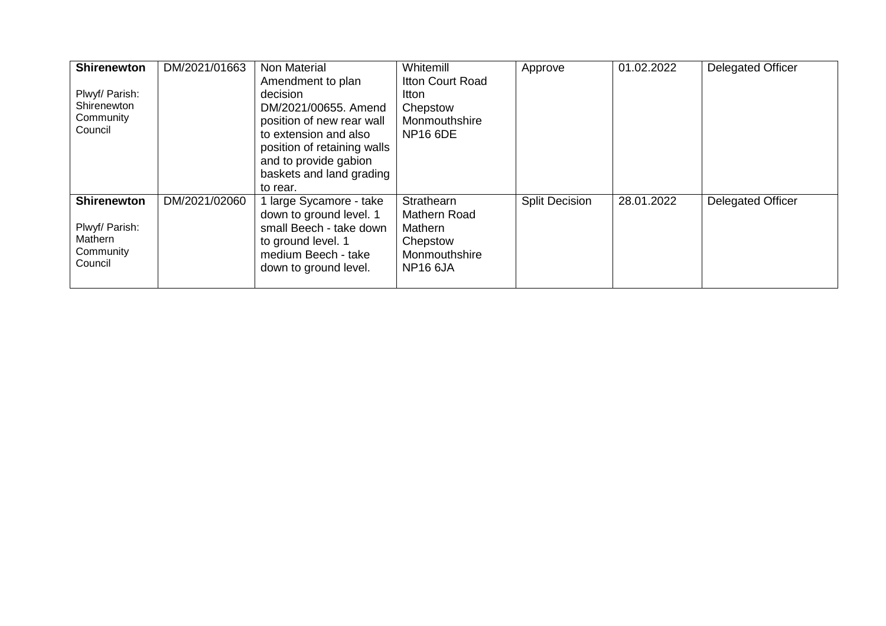| | | | | | | |
|---|---|---|---|---|---|---|
| **Shirenewton**<br><br>Plwyf/ Parish: Shirenewton Community Council | DM/2021/01663 | Non Material Amendment to plan decision DM/2021/00655. Amend position of new rear wall to extension and also position of retaining walls and to provide gabion baskets and land grading to rear. | Whitemill<br>Itton Court Road<br>Itton<br>Chepstow<br>Monmouthshire<br>NP16 6DE | Approve | 01.02.2022 | Delegated Officer |
| **Shirenewton**<br><br>Plwyf/ Parish: Mathern Community Council | DM/2021/02060 | 1 large Sycamore - take down to ground level. 1 small Beech - take down to ground level. 1 medium Beech - take down to ground level. | Strathearn<br>Mathern Road<br>Mathern<br>Chepstow<br>Monmouthshire<br>NP16 6JA | Split Decision | 28.01.2022 | Delegated Officer |